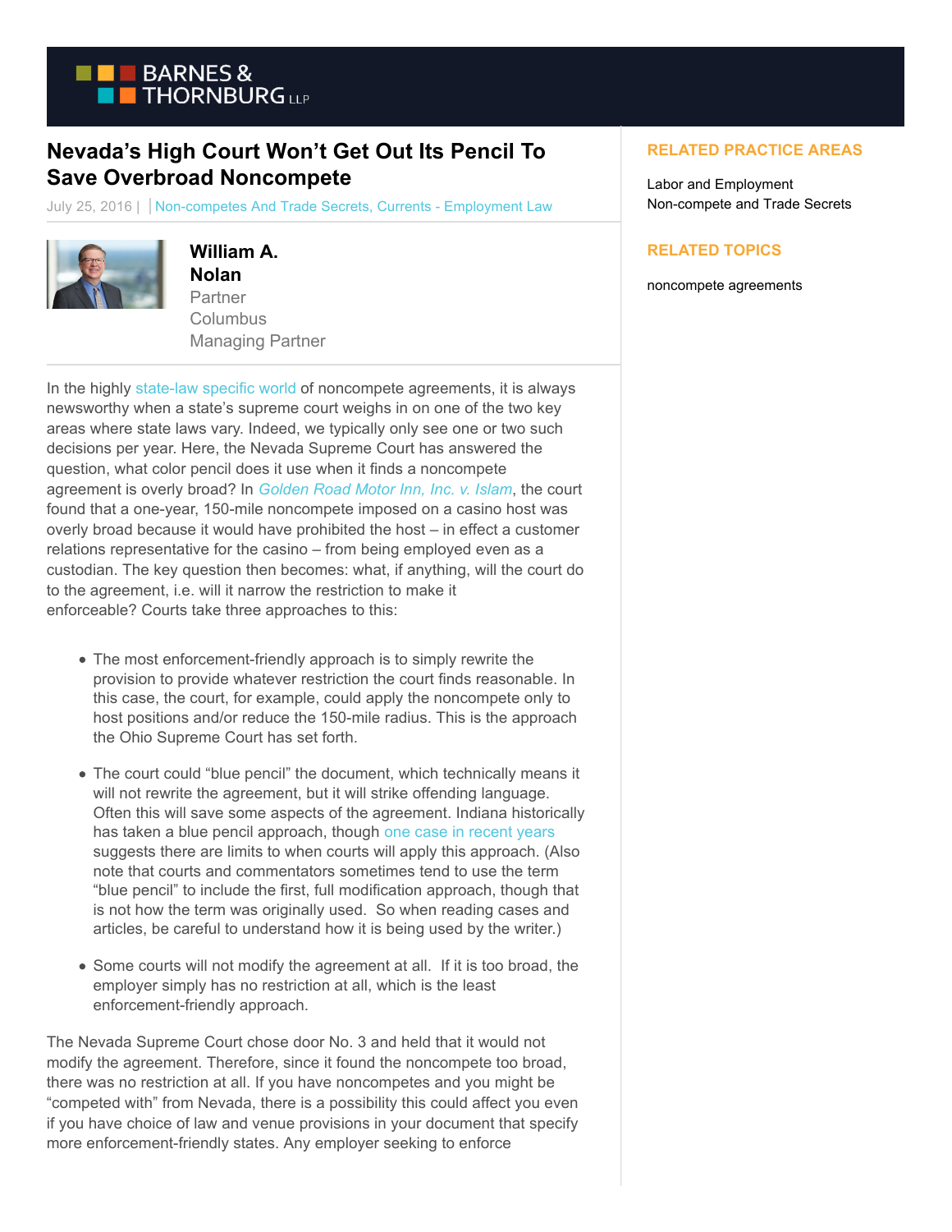# Nevada's High Court Won't Get Out Its Pencil To Save Overbroad Noncompete

July 25, 2016 | Non-competes And Trade Secrets, Currents - Employment Law

**William A. Nolan**
Partner
Columbus
Managing Partner

## RELATED PRACTICE AREAS

Labor and Employment
Non-compete and Trade Secrets

## RELATED TOPICS

noncompete agreements

In the highly state-law specific world of noncompete agreements, it is always newsworthy when a state's supreme court weighs in on one of the two key areas where state laws vary. Indeed, we typically only see one or two such decisions per year. Here, the Nevada Supreme Court has answered the question, what color pencil does it use when it finds a noncompete agreement is overly broad? In *Golden Road Motor Inn, Inc. v. Islam*, the court found that a one-year, 150-mile noncompete imposed on a casino host was overly broad because it would have prohibited the host – in effect a customer relations representative for the casino – from being employed even as a custodian. The key question then becomes: what, if anything, will the court do to the agreement, i.e. will it narrow the restriction to make it enforceable? Courts take three approaches to this:

- The most enforcement-friendly approach is to simply rewrite the provision to provide whatever restriction the court finds reasonable. In this case, the court, for example, could apply the noncompete only to host positions and/or reduce the 150-mile radius. This is the approach the Ohio Supreme Court has set forth.
- The court could "blue pencil" the document, which technically means it will not rewrite the agreement, but it will strike offending language. Often this will save some aspects of the agreement. Indiana historically has taken a blue pencil approach, though one case in recent years suggests there are limits to when courts will apply this approach. (Also note that courts and commentators sometimes tend to use the term "blue pencil" to include the first, full modification approach, though that is not how the term was originally used. So when reading cases and articles, be careful to understand how it is being used by the writer.)
- Some courts will not modify the agreement at all. If it is too broad, the employer simply has no restriction at all, which is the least enforcement-friendly approach.

The Nevada Supreme Court chose door No. 3 and held that it would not modify the agreement. Therefore, since it found the noncompete too broad, there was no restriction at all. If you have noncompetes and you might be "competed with" from Nevada, there is a possibility this could affect you even if you have choice of law and venue provisions in your document that specify more enforcement-friendly states. Any employer seeking to enforce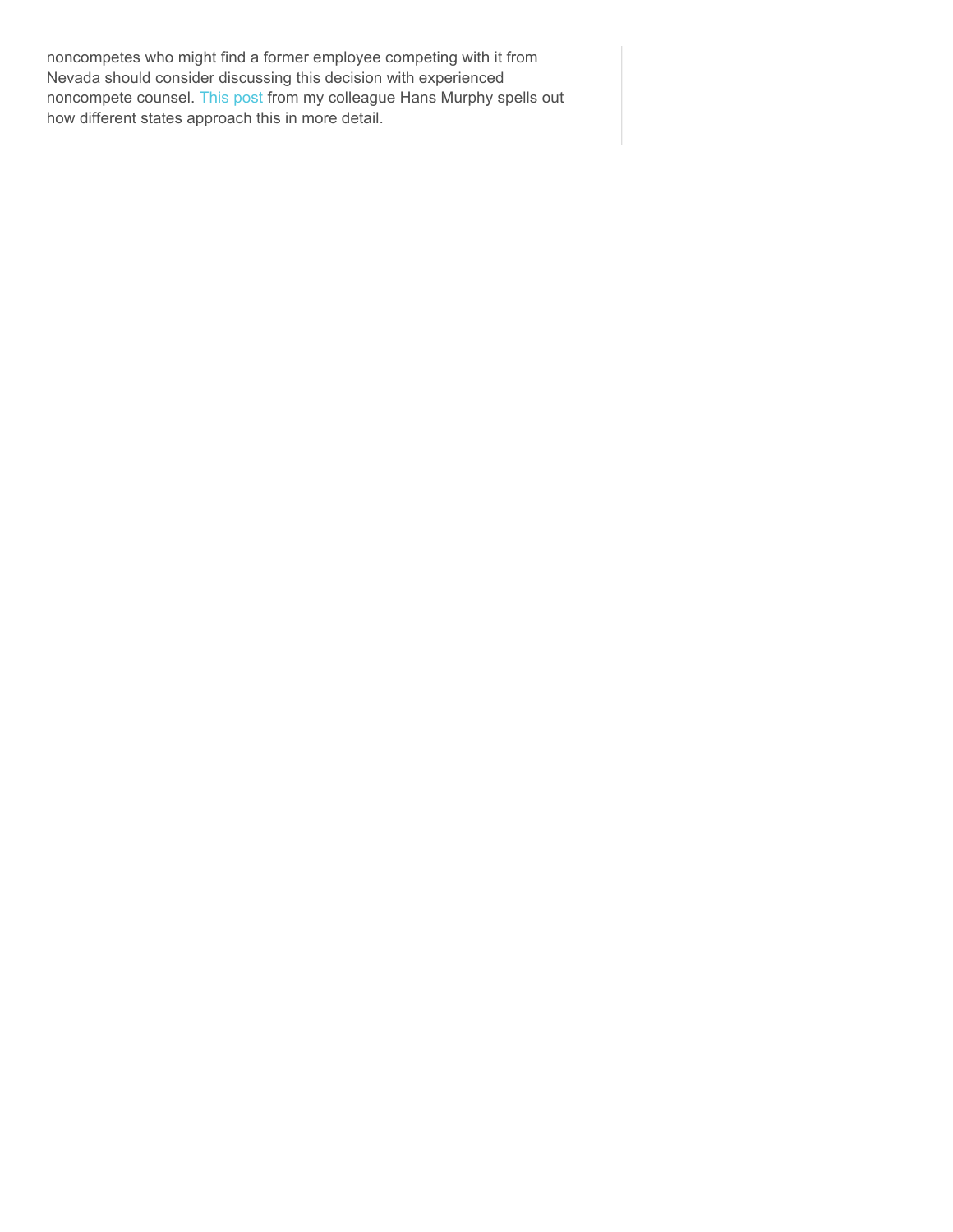noncompetes who might find a former employee competing with it from Nevada should consider discussing this decision with experienced noncompete counsel. This post from my colleague Hans Murphy spells out how different states approach this in more detail.